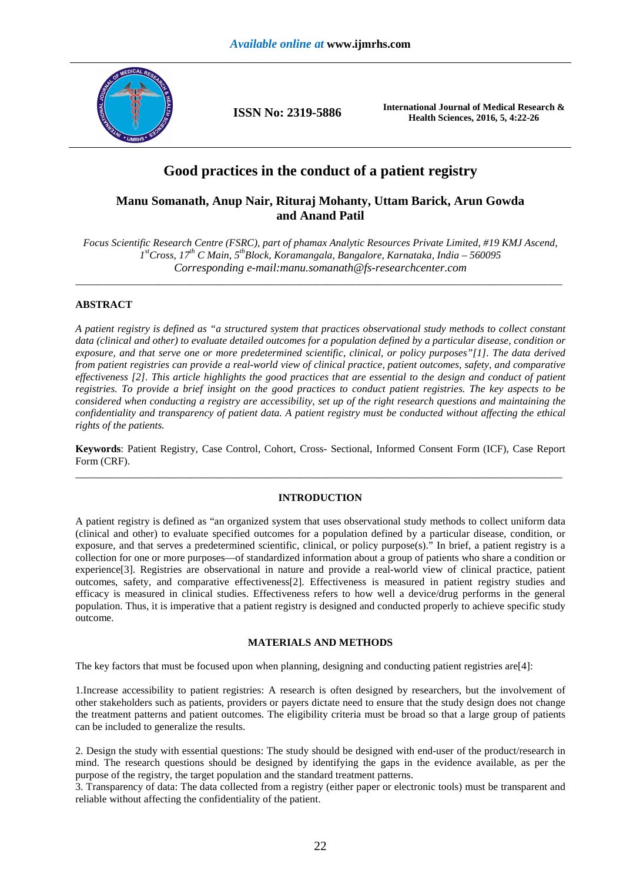# Good practices in the conduct of a patient registry

**Manu Somanath, Anup Nair, Rituraj Mohanty, Uttam Barick, Arun Gowda and Anand Patil**

*Focus Scientific Research Centre (FSRC), part of phamax Analytic Resources Private Limited, #19 KMJ Ascend, 1st Cross, 17th C Main, 5th Block, Koramangala, Bangalore, Karnataka, India – 560095*
*Corresponding e-mail:manu.somanath@fs-researchcenter.com*

---

## ABSTRACT

*A patient registry is defined as "a structured system that practices observational study methods to collect constant data (clinical and other) to evaluate detailed outcomes for a population defined by a particular disease, condition or exposure, and that serve one or more predetermined scientific, clinical, or policy purposes"[1]. The data derived from patient registries can provide a real-world view of clinical practice, patient outcomes, safety, and comparative effectiveness [2]. This article highlights the good practices that are essential to the design and conduct of patient registries. To provide a brief insight on the good practices to conduct patient registries. The key aspects to be considered when conducting a registry are accessibility, set up of the right research questions and maintaining the confidentiality and transparency of patient data. A patient registry must be conducted without affecting the ethical rights of the patients.*

**Keywords**: Patient Registry, Case Control, Cohort, Cross- Sectional, Informed Consent Form (ICF), Case Report Form (CRF).

---

## INTRODUCTION

A patient registry is defined as "an organized system that uses observational study methods to collect uniform data (clinical and other) to evaluate specified outcomes for a population defined by a particular disease, condition, or exposure, and that serves a predetermined scientific, clinical, or policy purpose(s)." In brief, a patient registry is a collection for one or more purposes—of standardized information about a group of patients who share a condition or experience[3]. Registries are observational in nature and provide a real-world view of clinical practice, patient outcomes, safety, and comparative effectiveness[2]. Effectiveness is measured in patient registry studies and efficacy is measured in clinical studies. Effectiveness refers to how well a device/drug performs in the general population. Thus, it is imperative that a patient registry is designed and conducted properly to achieve specific study outcome.

## MATERIALS AND METHODS

The key factors that must be focused upon when planning, designing and conducting patient registries are[4]:

1.Increase accessibility to patient registries: A research is often designed by researchers, but the involvement of other stakeholders such as patients, providers or payers dictate need to ensure that the study design does not change the treatment patterns and patient outcomes. The eligibility criteria must be broad so that a large group of patients can be included to generalize the results.

2. Design the study with essential questions: The study should be designed with end-user of the product/research in mind. The research questions should be designed by identifying the gaps in the evidence available, as per the purpose of the registry, the target population and the standard treatment patterns.

3. Transparency of data: The data collected from a registry (either paper or electronic tools) must be transparent and reliable without affecting the confidentiality of the patient.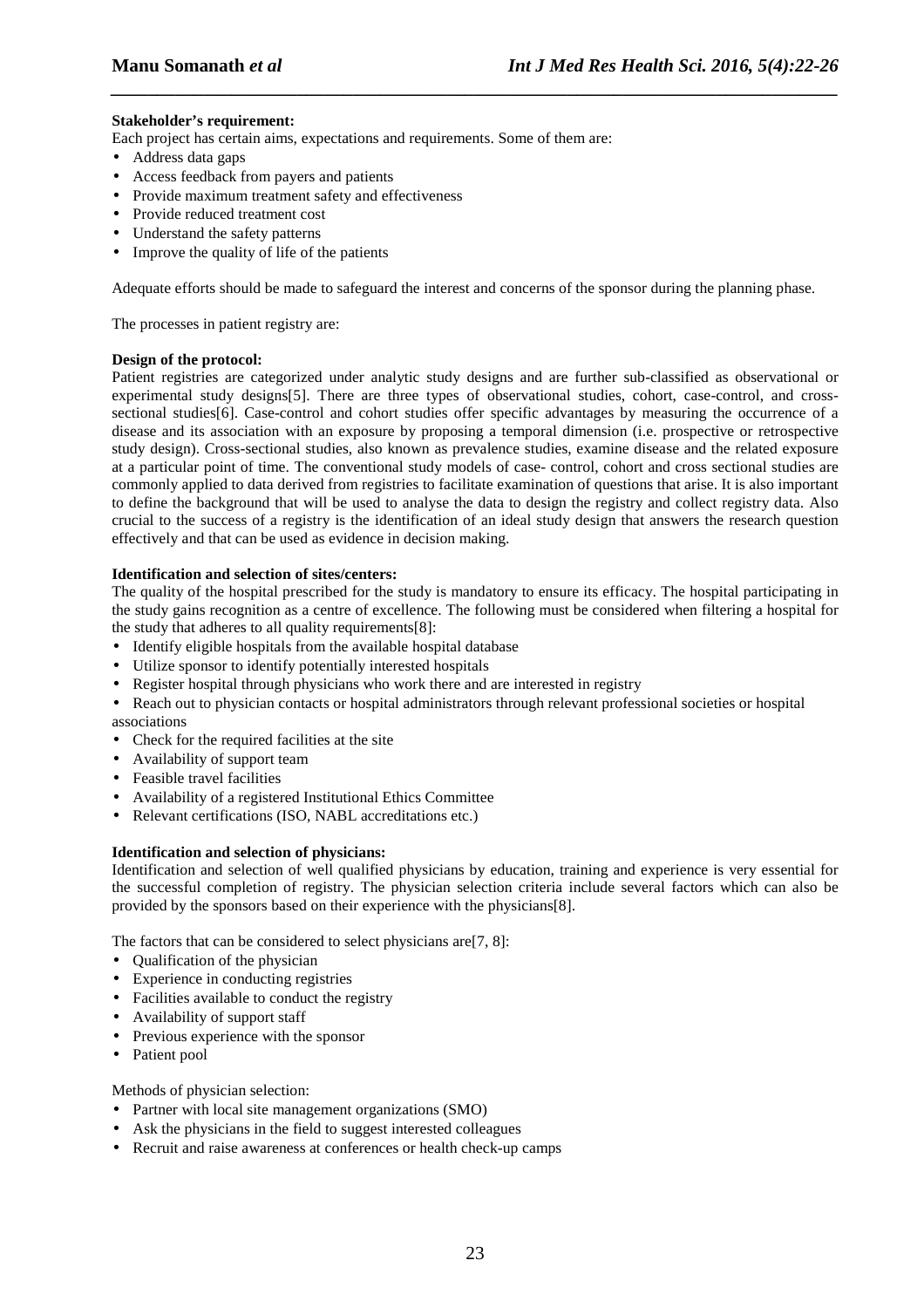**Stakeholder's requirement:**

Each project has certain aims, expectations and requirements. Some of them are:

- Address data gaps
- Access feedback from payers and patients
- Provide maximum treatment safety and effectiveness
- Provide reduced treatment cost
- Understand the safety patterns
- Improve the quality of life of the patients

Adequate efforts should be made to safeguard the interest and concerns of the sponsor during the planning phase.

The processes in patient registry are:

**Design of the protocol:**

Patient registries are categorized under analytic study designs and are further sub-classified as observational or experimental study designs[5]. There are three types of observational studies, cohort, case-control, and cross-sectional studies[6]. Case-control and cohort studies offer specific advantages by measuring the occurrence of a disease and its association with an exposure by proposing a temporal dimension (i.e. prospective or retrospective study design). Cross-sectional studies, also known as prevalence studies, examine disease and the related exposure at a particular point of time. The conventional study models of case- control, cohort and cross sectional studies are commonly applied to data derived from registries to facilitate examination of questions that arise. It is also important to define the background that will be used to analyse the data to design the registry and collect registry data. Also crucial to the success of a registry is the identification of an ideal study design that answers the research question effectively and that can be used as evidence in decision making.

**Identification and selection of sites/centers:**

The quality of the hospital prescribed for the study is mandatory to ensure its efficacy. The hospital participating in the study gains recognition as a centre of excellence. The following must be considered when filtering a hospital for the study that adheres to all quality requirements[8]:

- Identify eligible hospitals from the available hospital database
- Utilize sponsor to identify potentially interested hospitals
- Register hospital through physicians who work there and are interested in registry
- Reach out to physician contacts or hospital administrators through relevant professional societies or hospital associations
- Check for the required facilities at the site
- Availability of support team
- Feasible travel facilities
- Availability of a registered Institutional Ethics Committee
- Relevant certifications (ISO, NABL accreditations etc.)

**Identification and selection of physicians:**

Identification and selection of well qualified physicians by education, training and experience is very essential for the successful completion of registry. The physician selection criteria include several factors which can also be provided by the sponsors based on their experience with the physicians[8].

The factors that can be considered to select physicians are[7, 8]:

- Qualification of the physician
- Experience in conducting registries
- Facilities available to conduct the registry
- Availability of support staff
- Previous experience with the sponsor
- Patient pool

Methods of physician selection:

- Partner with local site management organizations (SMO)
- Ask the physicians in the field to suggest interested colleagues
- Recruit and raise awareness at conferences or health check-up camps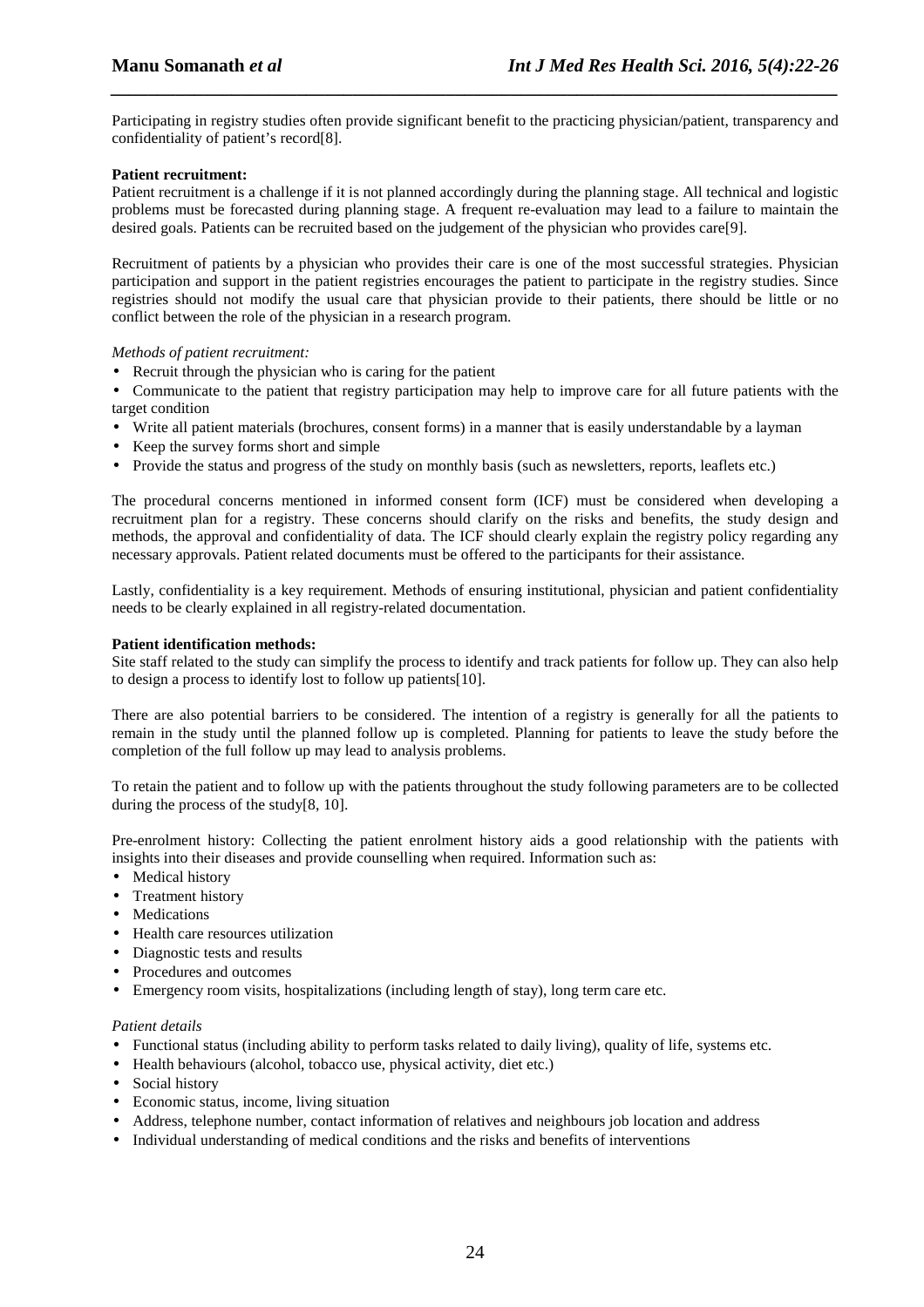Participating in registry studies often provide significant benefit to the practicing physician/patient, transparency and confidentiality of patient's record[8].

**Patient recruitment:**

Patient recruitment is a challenge if it is not planned accordingly during the planning stage. All technical and logistic problems must be forecasted during planning stage. A frequent re-evaluation may lead to a failure to maintain the desired goals. Patients can be recruited based on the judgement of the physician who provides care[9].

Recruitment of patients by a physician who provides their care is one of the most successful strategies. Physician participation and support in the patient registries encourages the patient to participate in the registry studies. Since registries should not modify the usual care that physician provide to their patients, there should be little or no conflict between the role of the physician in a research program.

*Methods of patient recruitment:*

- Recruit through the physician who is caring for the patient
- Communicate to the patient that registry participation may help to improve care for all future patients with the target condition
- Write all patient materials (brochures, consent forms) in a manner that is easily understandable by a layman
- Keep the survey forms short and simple
- Provide the status and progress of the study on monthly basis (such as newsletters, reports, leaflets etc.)

The procedural concerns mentioned in informed consent form (ICF) must be considered when developing a recruitment plan for a registry. These concerns should clarify on the risks and benefits, the study design and methods, the approval and confidentiality of data. The ICF should clearly explain the registry policy regarding any necessary approvals. Patient related documents must be offered to the participants for their assistance.

Lastly, confidentiality is a key requirement. Methods of ensuring institutional, physician and patient confidentiality needs to be clearly explained in all registry-related documentation.

**Patient identification methods:**

Site staff related to the study can simplify the process to identify and track patients for follow up. They can also help to design a process to identify lost to follow up patients[10].

There are also potential barriers to be considered. The intention of a registry is generally for all the patients to remain in the study until the planned follow up is completed. Planning for patients to leave the study before the completion of the full follow up may lead to analysis problems.

To retain the patient and to follow up with the patients throughout the study following parameters are to be collected during the process of the study[8, 10].

Pre-enrolment history: Collecting the patient enrolment history aids a good relationship with the patients with insights into their diseases and provide counselling when required. Information such as:

- Medical history
- Treatment history
- Medications
- Health care resources utilization
- Diagnostic tests and results
- Procedures and outcomes
- Emergency room visits, hospitalizations (including length of stay), long term care etc.

*Patient details*

- Functional status (including ability to perform tasks related to daily living), quality of life, systems etc.
- Health behaviours (alcohol, tobacco use, physical activity, diet etc.)
- Social history
- Economic status, income, living situation
- Address, telephone number, contact information of relatives and neighbours job location and address
- Individual understanding of medical conditions and the risks and benefits of interventions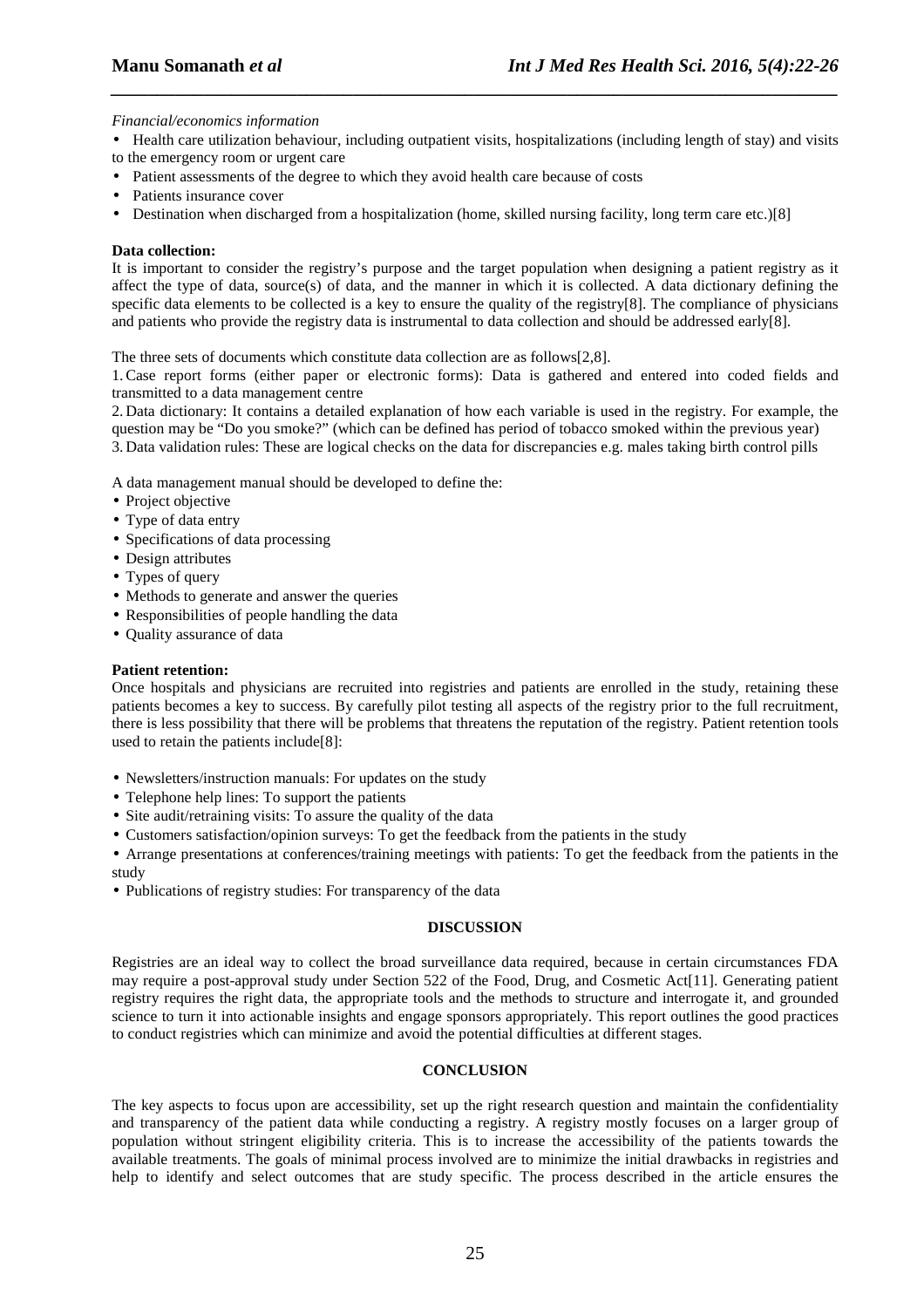*Financial/economics information*

- Health care utilization behaviour, including outpatient visits, hospitalizations (including length of stay) and visits to the emergency room or urgent care
- Patient assessments of the degree to which they avoid health care because of costs
- Patients insurance cover
- Destination when discharged from a hospitalization (home, skilled nursing facility, long term care etc.)[8]

**Data collection:**

It is important to consider the registry's purpose and the target population when designing a patient registry as it affect the type of data, source(s) of data, and the manner in which it is collected. A data dictionary defining the specific data elements to be collected is a key to ensure the quality of the registry[8]. The compliance of physicians and patients who provide the registry data is instrumental to data collection and should be addressed early[8].

The three sets of documents which constitute data collection are as follows[2,8].

1. Case report forms (either paper or electronic forms): Data is gathered and entered into coded fields and transmitted to a data management centre
2. Data dictionary: It contains a detailed explanation of how each variable is used in the registry. For example, the question may be "Do you smoke?" (which can be defined has period of tobacco smoked within the previous year)
3. Data validation rules: These are logical checks on the data for discrepancies e.g. males taking birth control pills

A data management manual should be developed to define the:

- Project objective
- Type of data entry
- Specifications of data processing
- Design attributes
- Types of query
- Methods to generate and answer the queries
- Responsibilities of people handling the data
- Quality assurance of data

**Patient retention:**

Once hospitals and physicians are recruited into registries and patients are enrolled in the study, retaining these patients becomes a key to success. By carefully pilot testing all aspects of the registry prior to the full recruitment, there is less possibility that there will be problems that threatens the reputation of the registry. Patient retention tools used to retain the patients include[8]:

- Newsletters/instruction manuals: For updates on the study
- Telephone help lines: To support the patients
- Site audit/retraining visits: To assure the quality of the data
- Customers satisfaction/opinion surveys: To get the feedback from the patients in the study
- Arrange presentations at conferences/training meetings with patients: To get the feedback from the patients in the study
- Publications of registry studies: For transparency of the data

## DISCUSSION

Registries are an ideal way to collect the broad surveillance data required, because in certain circumstances FDA may require a post-approval study under Section 522 of the Food, Drug, and Cosmetic Act[11]. Generating patient registry requires the right data, the appropriate tools and the methods to structure and interrogate it, and grounded science to turn it into actionable insights and engage sponsors appropriately. This report outlines the good practices to conduct registries which can minimize and avoid the potential difficulties at different stages.

## CONCLUSION

The key aspects to focus upon are accessibility, set up the right research question and maintain the confidentiality and transparency of the patient data while conducting a registry. A registry mostly focuses on a larger group of population without stringent eligibility criteria. This is to increase the accessibility of the patients towards the available treatments. The goals of minimal process involved are to minimize the initial drawbacks in registries and help to identify and select outcomes that are study specific. The process described in the article ensures the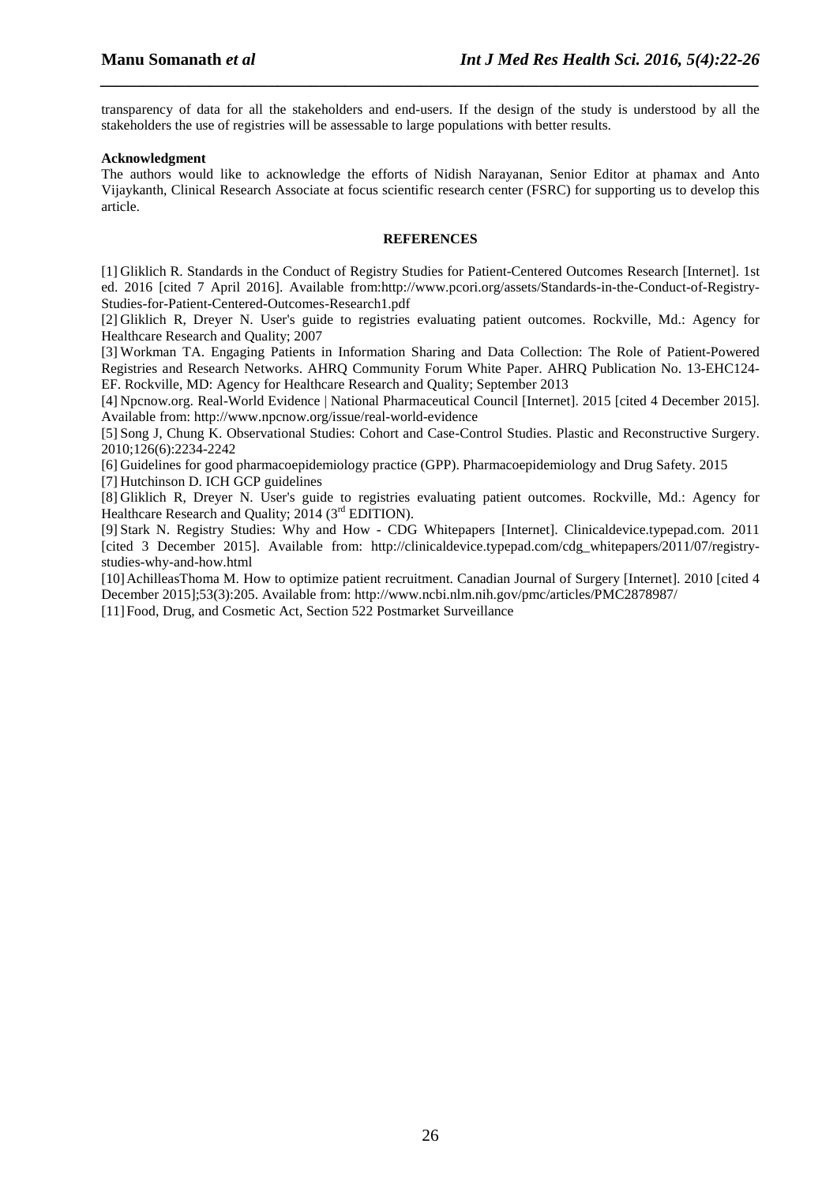transparency of data for all the stakeholders and end-users. If the design of the study is understood by all the stakeholders the use of registries will be assessable to large populations with better results.

**Acknowledgment**

The authors would like to acknowledge the efforts of Nidish Narayanan, Senior Editor at phamax and Anto Vijaykanth, Clinical Research Associate at focus scientific research center (FSRC) for supporting us to develop this article.

## REFERENCES

[1] Gliklich R. Standards in the Conduct of Registry Studies for Patient-Centered Outcomes Research [Internet]. 1st ed. 2016 [cited 7 April 2016]. Available from:http://www.pcori.org/assets/Standards-in-the-Conduct-of-Registry-Studies-for-Patient-Centered-Outcomes-Research1.pdf

[2] Gliklich R, Dreyer N. User's guide to registries evaluating patient outcomes. Rockville, Md.: Agency for Healthcare Research and Quality; 2007

[3] Workman TA. Engaging Patients in Information Sharing and Data Collection: The Role of Patient-Powered Registries and Research Networks. AHRQ Community Forum White Paper. AHRQ Publication No. 13-EHC124-EF. Rockville, MD: Agency for Healthcare Research and Quality; September 2013

[4] Npcnow.org. Real-World Evidence | National Pharmaceutical Council [Internet]. 2015 [cited 4 December 2015]. Available from: http://www.npcnow.org/issue/real-world-evidence

[5] Song J, Chung K. Observational Studies: Cohort and Case-Control Studies. Plastic and Reconstructive Surgery. 2010;126(6):2234-2242

[6] Guidelines for good pharmacoepidemiology practice (GPP). Pharmacoepidemiology and Drug Safety. 2015

[7] Hutchinson D. ICH GCP guidelines

[8] Gliklich R, Dreyer N. User's guide to registries evaluating patient outcomes. Rockville, Md.: Agency for Healthcare Research and Quality; 2014 (3rd EDITION).

[9] Stark N. Registry Studies: Why and How - CDG Whitepapers [Internet]. Clinicaldevice.typepad.com. 2011 [cited 3 December 2015]. Available from: http://clinicaldevice.typepad.com/cdg_whitepapers/2011/07/registry-studies-why-and-how.html

[10] AchilleasThoma M. How to optimize patient recruitment. Canadian Journal of Surgery [Internet]. 2010 [cited 4 December 2015];53(3):205. Available from: http://www.ncbi.nlm.nih.gov/pmc/articles/PMC2878987/

[11] Food, Drug, and Cosmetic Act, Section 522 Postmarket Surveillance